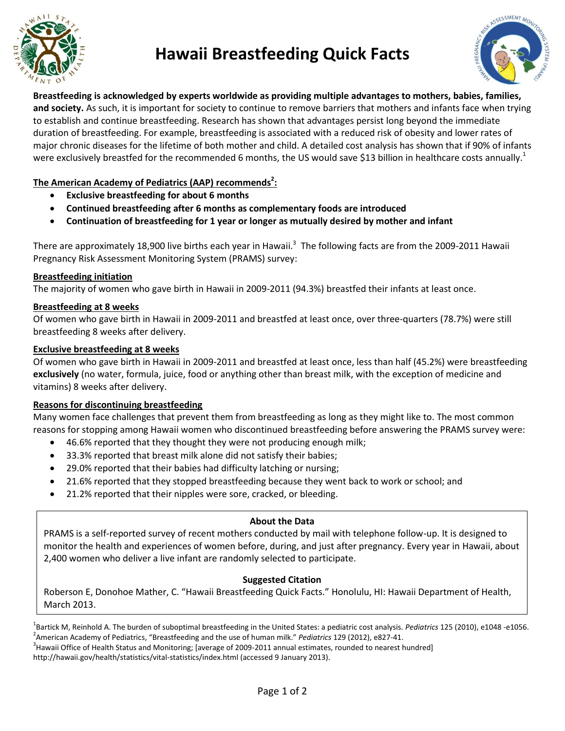# Hawaii Breastfeeding Quick Facts

**Breastfeeding is acknowledged by experts worldwide as providing multiple advantages to mothers, babies, families, and society.** As such, it is important for society to continue to remove barriers that mothers and infants face when trying to establish and continue breastfeeding. Research has shown that advantages persist long beyond the immediate duration of breastfeeding. For example, breastfeeding is associated with a reduced risk of obesity and lower rates of major chronic diseases for the lifetime of both mother and child. A detailed cost analysis has shown that if 90% of infants were exclusively breastfed for the recommended 6 months, the US would save $13 billion in healthcare costs annually.[1]

**The American Academy of Pediatrics (AAP) recommends[2]:**

- **Exclusive breastfeeding for about 6 months**
- **Continued breastfeeding after 6 months as complementary foods are introduced**
- **Continuation of breastfeeding for 1 year or longer as mutually desired by mother and infant**

There are approximately 18,900 live births each year in Hawaii.[3] The following facts are from the 2009-2011 Hawaii Pregnancy Risk Assessment Monitoring System (PRAMS) survey:

**Breastfeeding initiation**

The majority of women who gave birth in Hawaii in 2009-2011 (94.3%) breastfed their infants at least once.

**Breastfeeding at 8 weeks**

Of women who gave birth in Hawaii in 2009-2011 and breastfed at least once, over three-quarters (78.7%) were still breastfeeding 8 weeks after delivery.

**Exclusive breastfeeding at 8 weeks**

Of women who gave birth in Hawaii in 2009-2011 and breastfed at least once, less than half (45.2%) were breastfeeding **exclusively** (no water, formula, juice, food or anything other than breast milk, with the exception of medicine and vitamins) 8 weeks after delivery.

**Reasons for discontinuing breastfeeding**

Many women face challenges that prevent them from breastfeeding as long as they might like to. The most common reasons for stopping among Hawaii women who discontinued breastfeeding before answering the PRAMS survey were:

- 46.6% reported that they thought they were not producing enough milk;
- 33.3% reported that breast milk alone did not satisfy their babies;
- 29.0% reported that their babies had difficulty latching or nursing;
- 21.6% reported that they stopped breastfeeding because they went back to work or school; and
- 21.2% reported that their nipples were sore, cracked, or bleeding.

**About the Data**

PRAMS is a self-reported survey of recent mothers conducted by mail with telephone follow-up. It is designed to monitor the health and experiences of women before, during, and just after pregnancy. Every year in Hawaii, about 2,400 women who deliver a live infant are randomly selected to participate.

**Suggested Citation**

Roberson E, Donohoe Mather, C. "Hawaii Breastfeeding Quick Facts." Honolulu, HI: Hawaii Department of Health, March 2013.

[1] Bartick M, Reinhold A. The burden of suboptimal breastfeeding in the United States: a pediatric cost analysis. *Pediatrics* 125 (2010), e1048 -e1056.
[2] American Academy of Pediatrics, "Breastfeeding and the use of human milk." *Pediatrics* 129 (2012), e827-41.
[3] Hawaii Office of Health Status and Monitoring; [average of 2009-2011 annual estimates, rounded to nearest hundred] http://hawaii.gov/health/statistics/vital-statistics/index.html (accessed 9 January 2013).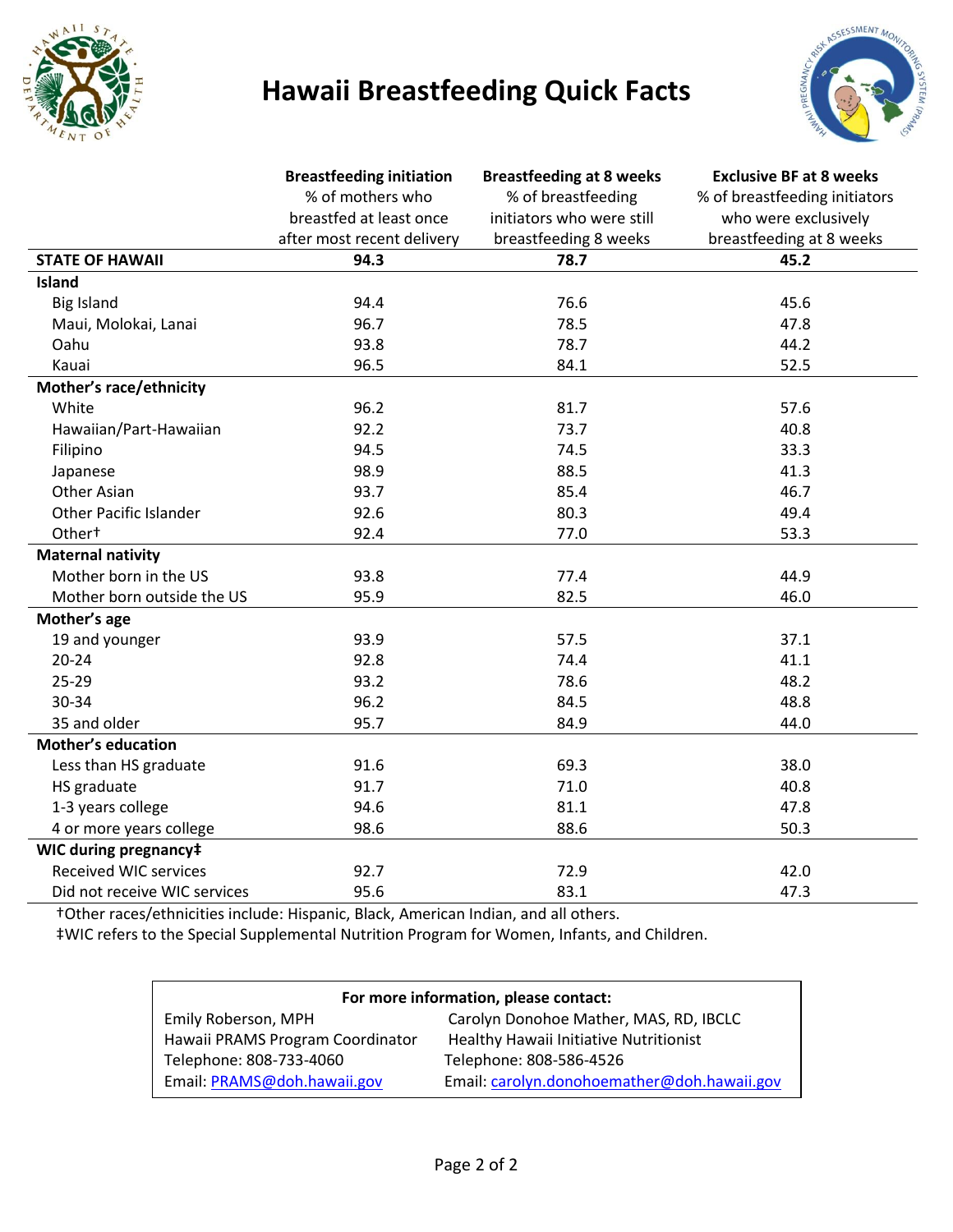# Hawaii Breastfeeding Quick Facts

| | **Breastfeeding initiation** % of mothers who breastfed at least once after most recent delivery | **Breastfeeding at 8 weeks** % of breastfeeding initiators who were still breastfeeding 8 weeks | **Exclusive BF at 8 weeks** % of breastfeeding initiators who were exclusively breastfeeding at 8 weeks |
|---|---|---|---|
| **STATE OF HAWAII** | **94.3** | **78.7** | **45.2** |
| **Island** | | | |
| Big Island | 94.4 | 76.6 | 45.6 |
| Maui, Molokai, Lanai | 96.7 | 78.5 | 47.8 |
| Oahu | 93.8 | 78.7 | 44.2 |
| Kauai | 96.5 | 84.1 | 52.5 |
| **Mother's race/ethnicity** | | | |
| White | 96.2 | 81.7 | 57.6 |
| Hawaiian/Part-Hawaiian | 92.2 | 73.7 | 40.8 |
| Filipino | 94.5 | 74.5 | 33.3 |
| Japanese | 98.9 | 88.5 | 41.3 |
| Other Asian | 93.7 | 85.4 | 46.7 |
| Other Pacific Islander | 92.6 | 80.3 | 49.4 |
| Other† | 92.4 | 77.0 | 53.3 |
| **Maternal nativity** | | | |
| Mother born in the US | 93.8 | 77.4 | 44.9 |
| Mother born outside the US | 95.9 | 82.5 | 46.0 |
| **Mother's age** | | | |
| 19 and younger | 93.9 | 57.5 | 37.1 |
| 20-24 | 92.8 | 74.4 | 41.1 |
| 25-29 | 93.2 | 78.6 | 48.2 |
| 30-34 | 96.2 | 84.5 | 48.8 |
| 35 and older | 95.7 | 84.9 | 44.0 |
| **Mother's education** | | | |
| Less than HS graduate | 91.6 | 69.3 | 38.0 |
| HS graduate | 91.7 | 71.0 | 40.8 |
| 1-3 years college | 94.6 | 81.1 | 47.8 |
| 4 or more years college | 98.6 | 88.6 | 50.3 |
| **WIC during pregnancy‡** | | | |
| Received WIC services | 92.7 | 72.9 | 42.0 |
| Did not receive WIC services | 95.6 | 83.1 | 47.3 |

†Other races/ethnicities include: Hispanic, Black, American Indian, and all others.

‡WIC refers to the Special Supplemental Nutrition Program for Women, Infants, and Children.

**For more information, please contact:**

| | |
|---|---|
| Emily Roberson, MPH | Carolyn Donohoe Mather, MAS, RD, IBCLC |
| Hawaii PRAMS Program Coordinator | Healthy Hawaii Initiative Nutritionist |
| Telephone: 808-733-4060 | Telephone: 808-586-4526 |
| Email: PRAMS@doh.hawaii.gov | Email: carolyn.donohoemather@doh.hawaii.gov |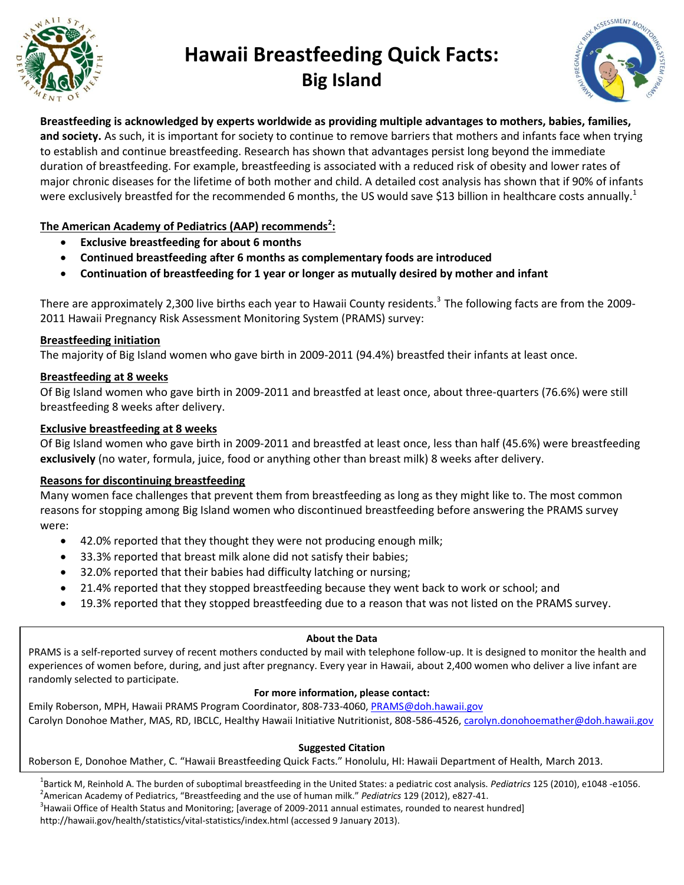# Hawaii Breastfeeding Quick Facts: Big Island

**Breastfeeding is acknowledged by experts worldwide as providing multiple advantages to mothers, babies, families, and society.** As such, it is important for society to continue to remove barriers that mothers and infants face when trying to establish and continue breastfeeding. Research has shown that advantages persist long beyond the immediate duration of breastfeeding. For example, breastfeeding is associated with a reduced risk of obesity and lower rates of major chronic diseases for the lifetime of both mother and child. A detailed cost analysis has shown that if 90% of infants were exclusively breastfed for the recommended 6 months, the US would save $13 billion in healthcare costs annually.[1]

## The American Academy of Pediatrics (AAP) recommends[2]:

- **Exclusive breastfeeding for about 6 months**
- **Continued breastfeeding after 6 months as complementary foods are introduced**
- **Continuation of breastfeeding for 1 year or longer as mutually desired by mother and infant**

There are approximately 2,300 live births each year to Hawaii County residents.[3] The following facts are from the 2009-2011 Hawaii Pregnancy Risk Assessment Monitoring System (PRAMS) survey:

### Breastfeeding initiation

The majority of Big Island women who gave birth in 2009-2011 (94.4%) breastfed their infants at least once.

### Breastfeeding at 8 weeks

Of Big Island women who gave birth in 2009-2011 and breastfed at least once, about three-quarters (76.6%) were still breastfeeding 8 weeks after delivery.

### Exclusive breastfeeding at 8 weeks

Of Big Island women who gave birth in 2009-2011 and breastfed at least once, less than half (45.6%) were breastfeeding **exclusively** (no water, formula, juice, food or anything other than breast milk) 8 weeks after delivery.

### Reasons for discontinuing breastfeeding

Many women face challenges that prevent them from breastfeeding as long as they might like to. The most common reasons for stopping among Big Island women who discontinued breastfeeding before answering the PRAMS survey were:

- 42.0% reported that they thought they were not producing enough milk;
- 33.3% reported that breast milk alone did not satisfy their babies;
- 32.0% reported that their babies had difficulty latching or nursing;
- 21.4% reported that they stopped breastfeeding because they went back to work or school; and
- 19.3% reported that they stopped breastfeeding due to a reason that was not listed on the PRAMS survey.

**About the Data**

PRAMS is a self-reported survey of recent mothers conducted by mail with telephone follow-up. It is designed to monitor the health and experiences of women before, during, and just after pregnancy. Every year in Hawaii, about 2,400 women who deliver a live infant are randomly selected to participate.

**For more information, please contact:**

Emily Roberson, MPH, Hawaii PRAMS Program Coordinator, 808-733-4060, PRAMS@doh.hawaii.gov

Carolyn Donohoe Mather, MAS, RD, IBCLC, Healthy Hawaii Initiative Nutritionist, 808-586-4526, carolyn.donohoemather@doh.hawaii.gov

**Suggested Citation**

Roberson E, Donohoe Mather, C. "Hawaii Breastfeeding Quick Facts." Honolulu, HI: Hawaii Department of Health, March 2013.

[1]Bartick M, Reinhold A. The burden of suboptimal breastfeeding in the United States: a pediatric cost analysis. *Pediatrics* 125 (2010), e1048 -e1056.
[2]American Academy of Pediatrics, "Breastfeeding and the use of human milk." *Pediatrics* 129 (2012), e827-41.
[3]Hawaii Office of Health Status and Monitoring; [average of 2009-2011 annual estimates, rounded to nearest hundred] http://hawaii.gov/health/statistics/vital-statistics/index.html (accessed 9 January 2013).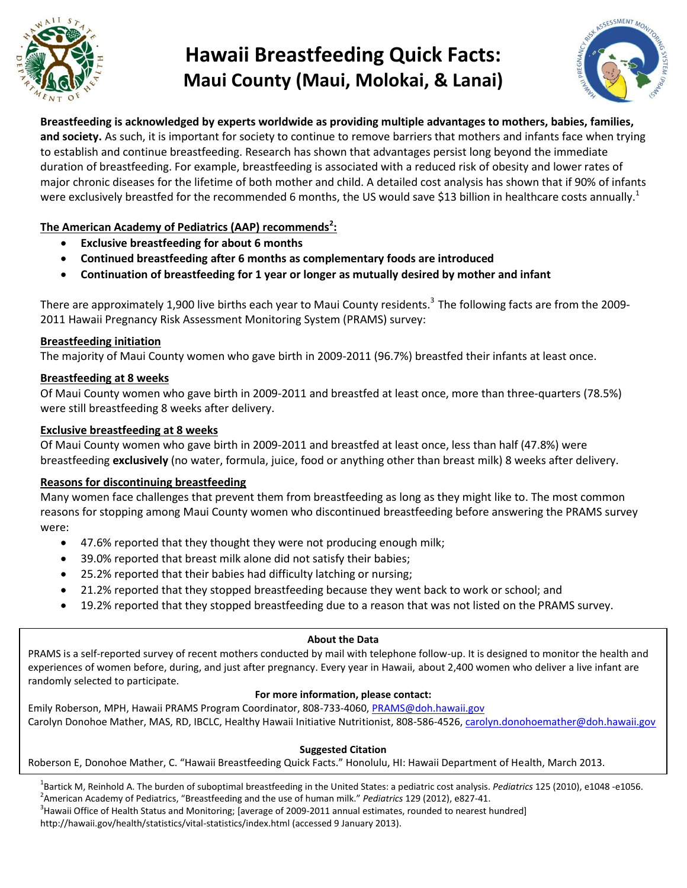# Hawaii Breastfeeding Quick Facts: Maui County (Maui, Molokai, & Lanai)

**Breastfeeding is acknowledged by experts worldwide as providing multiple advantages to mothers, babies, families, and society.** As such, it is important for society to continue to remove barriers that mothers and infants face when trying to establish and continue breastfeeding. Research has shown that advantages persist long beyond the immediate duration of breastfeeding. For example, breastfeeding is associated with a reduced risk of obesity and lower rates of major chronic diseases for the lifetime of both mother and child. A detailed cost analysis has shown that if 90% of infants were exclusively breastfed for the recommended 6 months, the US would save $13 billion in healthcare costs annually.[1]

## The American Academy of Pediatrics (AAP) recommends[2]:

- **Exclusive breastfeeding for about 6 months**
- **Continued breastfeeding after 6 months as complementary foods are introduced**
- **Continuation of breastfeeding for 1 year or longer as mutually desired by mother and infant**

There are approximately 1,900 live births each year to Maui County residents.[3] The following facts are from the 2009-2011 Hawaii Pregnancy Risk Assessment Monitoring System (PRAMS) survey:

### Breastfeeding initiation

The majority of Maui County women who gave birth in 2009-2011 (96.7%) breastfed their infants at least once.

### Breastfeeding at 8 weeks

Of Maui County women who gave birth in 2009-2011 and breastfed at least once, more than three-quarters (78.5%) were still breastfeeding 8 weeks after delivery.

### Exclusive breastfeeding at 8 weeks

Of Maui County women who gave birth in 2009-2011 and breastfed at least once, less than half (47.8%) were breastfeeding **exclusively** (no water, formula, juice, food or anything other than breast milk) 8 weeks after delivery.

### Reasons for discontinuing breastfeeding

Many women face challenges that prevent them from breastfeeding as long as they might like to. The most common reasons for stopping among Maui County women who discontinued breastfeeding before answering the PRAMS survey were:

- 47.6% reported that they thought they were not producing enough milk;
- 39.0% reported that breast milk alone did not satisfy their babies;
- 25.2% reported that their babies had difficulty latching or nursing;
- 21.2% reported that they stopped breastfeeding because they went back to work or school; and
- 19.2% reported that they stopped breastfeeding due to a reason that was not listed on the PRAMS survey.

**About the Data**

PRAMS is a self-reported survey of recent mothers conducted by mail with telephone follow-up. It is designed to monitor the health and experiences of women before, during, and just after pregnancy. Every year in Hawaii, about 2,400 women who deliver a live infant are randomly selected to participate.

**For more information, please contact:**

Emily Roberson, MPH, Hawaii PRAMS Program Coordinator, 808-733-4060, PRAMS@doh.hawaii.gov
Carolyn Donohoe Mather, MAS, RD, IBCLC, Healthy Hawaii Initiative Nutritionist, 808-586-4526, carolyn.donohoemather@doh.hawaii.gov

**Suggested Citation**

Roberson E, Donohoe Mather, C. "Hawaii Breastfeeding Quick Facts." Honolulu, HI: Hawaii Department of Health, March 2013.

[1] Bartick M, Reinhold A. The burden of suboptimal breastfeeding in the United States: a pediatric cost analysis. *Pediatrics* 125 (2010), e1048 -e1056.
[2] American Academy of Pediatrics, "Breastfeeding and the use of human milk." *Pediatrics* 129 (2012), e827-41.
[3] Hawaii Office of Health Status and Monitoring; [average of 2009-2011 annual estimates, rounded to nearest hundred] http://hawaii.gov/health/statistics/vital-statistics/index.html (accessed 9 January 2013).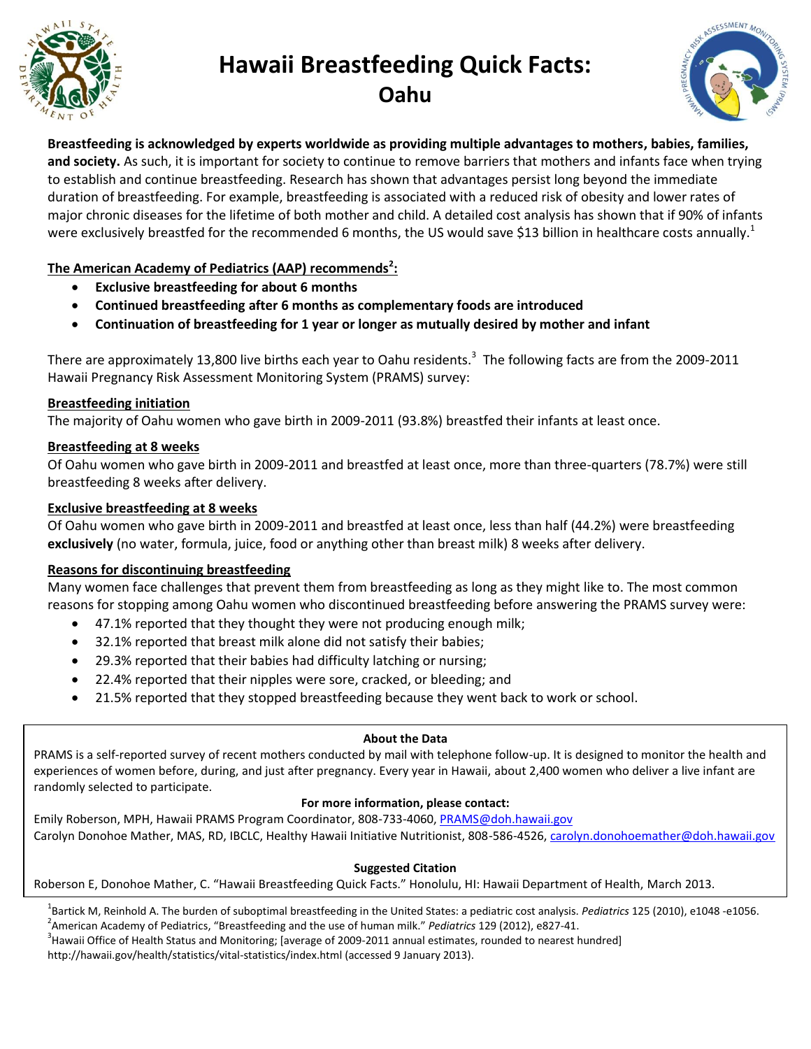// Hawaii Breastfeeding Quick Facts: Oahu
# Hawaii Breastfeeding Quick Facts: Oahu

**Breastfeeding is acknowledged by experts worldwide as providing multiple advantages to mothers, babies, families, and society.** As such, it is important for society to continue to remove barriers that mothers and infants face when trying to establish and continue breastfeeding. Research has shown that advantages persist long beyond the immediate duration of breastfeeding. For example, breastfeeding is associated with a reduced risk of obesity and lower rates of major chronic diseases for the lifetime of both mother and child. A detailed cost analysis has shown that if 90% of infants were exclusively breastfed for the recommended 6 months, the US would save $13 billion in healthcare costs annually.[1]

**The American Academy of Pediatrics (AAP) recommends[2]:**

- **Exclusive breastfeeding for about 6 months**
- **Continued breastfeeding after 6 months as complementary foods are introduced**
- **Continuation of breastfeeding for 1 year or longer as mutually desired by mother and infant**

There are approximately 13,800 live births each year to Oahu residents.[3] The following facts are from the 2009-2011 Hawaii Pregnancy Risk Assessment Monitoring System (PRAMS) survey:

**Breastfeeding initiation**

The majority of Oahu women who gave birth in 2009-2011 (93.8%) breastfed their infants at least once.

**Breastfeeding at 8 weeks**

Of Oahu women who gave birth in 2009-2011 and breastfed at least once, more than three-quarters (78.7%) were still breastfeeding 8 weeks after delivery.

**Exclusive breastfeeding at 8 weeks**

Of Oahu women who gave birth in 2009-2011 and breastfed at least once, less than half (44.2%) were breastfeeding **exclusively** (no water, formula, juice, food or anything other than breast milk) 8 weeks after delivery.

**Reasons for discontinuing breastfeeding**

Many women face challenges that prevent them from breastfeeding as long as they might like to. The most common reasons for stopping among Oahu women who discontinued breastfeeding before answering the PRAMS survey were:

- 47.1% reported that they thought they were not producing enough milk;
- 32.1% reported that breast milk alone did not satisfy their babies;
- 29.3% reported that their babies had difficulty latching or nursing;
- 22.4% reported that their nipples were sore, cracked, or bleeding; and
- 21.5% reported that they stopped breastfeeding because they went back to work or school.

**About the Data**

PRAMS is a self-reported survey of recent mothers conducted by mail with telephone follow-up. It is designed to monitor the health and experiences of women before, during, and just after pregnancy. Every year in Hawaii, about 2,400 women who deliver a live infant are randomly selected to participate.

**For more information, please contact:**

Emily Roberson, MPH, Hawaii PRAMS Program Coordinator, 808-733-4060, PRAMS@doh.hawaii.gov
Carolyn Donohoe Mather, MAS, RD, IBCLC, Healthy Hawaii Initiative Nutritionist, 808-586-4526, carolyn.donohoemather@doh.hawaii.gov

**Suggested Citation**

Roberson E, Donohoe Mather, C. "Hawaii Breastfeeding Quick Facts." Honolulu, HI: Hawaii Department of Health, March 2013.

[1]Bartick M, Reinhold A. The burden of suboptimal breastfeeding in the United States: a pediatric cost analysis. *Pediatrics* 125 (2010), e1048 -e1056.
[2]American Academy of Pediatrics, "Breastfeeding and the use of human milk." *Pediatrics* 129 (2012), e827-41.
[3]Hawaii Office of Health Status and Monitoring; [average of 2009-2011 annual estimates, rounded to nearest hundred] http://hawaii.gov/health/statistics/vital-statistics/index.html (accessed 9 January 2013).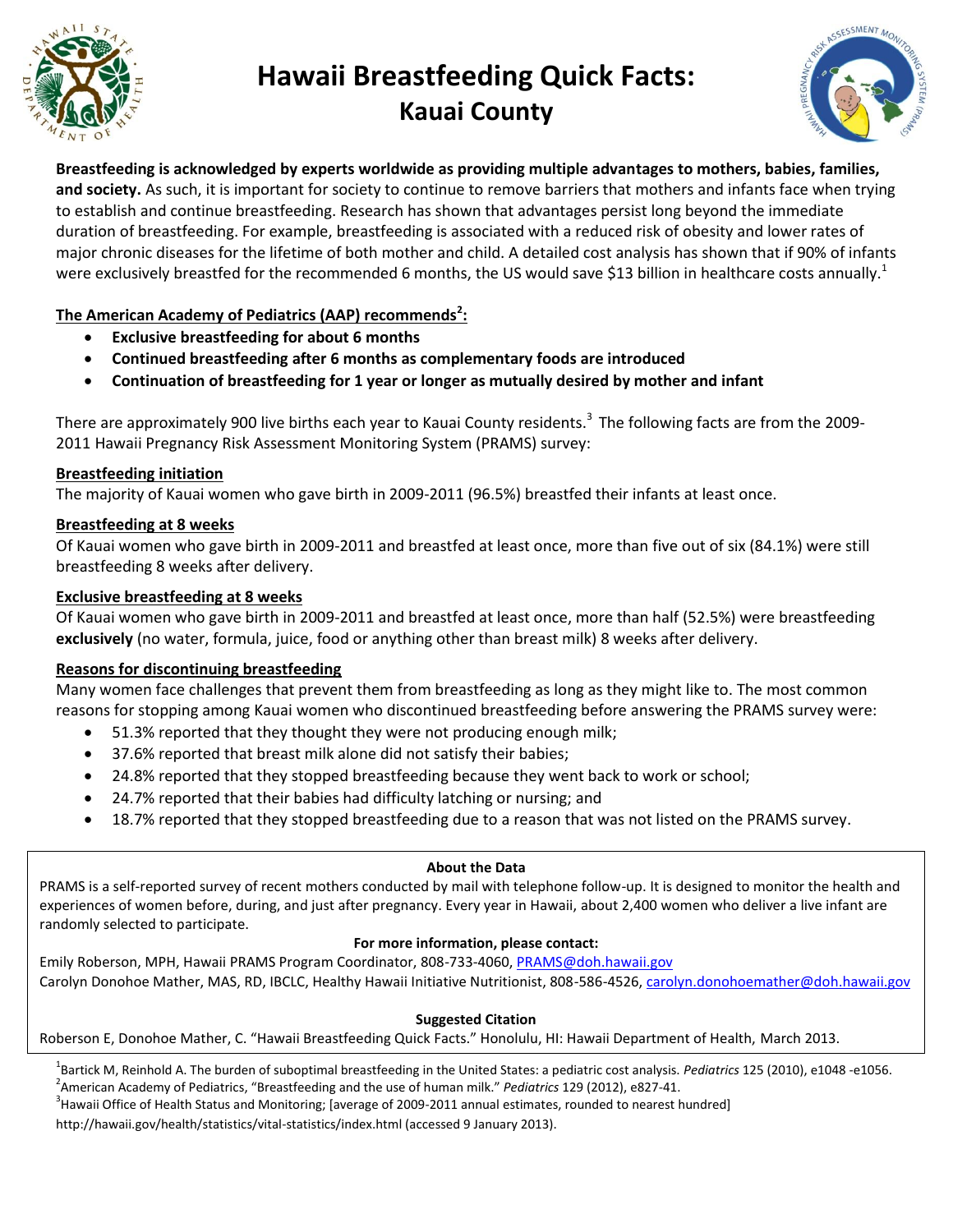# Hawaii Breastfeeding Quick Facts:

## Kauai County

**Breastfeeding is acknowledged by experts worldwide as providing multiple advantages to mothers, babies, families, and society.** As such, it is important for society to continue to remove barriers that mothers and infants face when trying to establish and continue breastfeeding. Research has shown that advantages persist long beyond the immediate duration of breastfeeding. For example, breastfeeding is associated with a reduced risk of obesity and lower rates of major chronic diseases for the lifetime of both mother and child. A detailed cost analysis has shown that if 90% of infants were exclusively breastfed for the recommended 6 months, the US would save $13 billion in healthcare costs annually.[1]

**The American Academy of Pediatrics (AAP) recommends[2]:**

- **Exclusive breastfeeding for about 6 months**
- **Continued breastfeeding after 6 months as complementary foods are introduced**
- **Continuation of breastfeeding for 1 year or longer as mutually desired by mother and infant**

There are approximately 900 live births each year to Kauai County residents.[3] The following facts are from the 2009-2011 Hawaii Pregnancy Risk Assessment Monitoring System (PRAMS) survey:

**Breastfeeding initiation**

The majority of Kauai women who gave birth in 2009-2011 (96.5%) breastfed their infants at least once.

**Breastfeeding at 8 weeks**

Of Kauai women who gave birth in 2009-2011 and breastfed at least once, more than five out of six (84.1%) were still breastfeeding 8 weeks after delivery.

**Exclusive breastfeeding at 8 weeks**

Of Kauai women who gave birth in 2009-2011 and breastfed at least once, more than half (52.5%) were breastfeeding **exclusively** (no water, formula, juice, food or anything other than breast milk) 8 weeks after delivery.

**Reasons for discontinuing breastfeeding**

Many women face challenges that prevent them from breastfeeding as long as they might like to. The most common reasons for stopping among Kauai women who discontinued breastfeeding before answering the PRAMS survey were:

- 51.3% reported that they thought they were not producing enough milk;
- 37.6% reported that breast milk alone did not satisfy their babies;
- 24.8% reported that they stopped breastfeeding because they went back to work or school;
- 24.7% reported that their babies had difficulty latching or nursing; and
- 18.7% reported that they stopped breastfeeding due to a reason that was not listed on the PRAMS survey.

**About the Data**

PRAMS is a self-reported survey of recent mothers conducted by mail with telephone follow-up. It is designed to monitor the health and experiences of women before, during, and just after pregnancy. Every year in Hawaii, about 2,400 women who deliver a live infant are randomly selected to participate.

**For more information, please contact:**

Emily Roberson, MPH, Hawaii PRAMS Program Coordinator, 808-733-4060, PRAMS@doh.hawaii.gov
Carolyn Donohoe Mather, MAS, RD, IBCLC, Healthy Hawaii Initiative Nutritionist, 808-586-4526, carolyn.donohoemather@doh.hawaii.gov

**Suggested Citation**

Roberson E, Donohoe Mather, C. "Hawaii Breastfeeding Quick Facts." Honolulu, HI: Hawaii Department of Health, March 2013.

[1] Bartick M, Reinhold A. The burden of suboptimal breastfeeding in the United States: a pediatric cost analysis. *Pediatrics* 125 (2010), e1048 -e1056.
[2] American Academy of Pediatrics, "Breastfeeding and the use of human milk." *Pediatrics* 129 (2012), e827-41.
[3] Hawaii Office of Health Status and Monitoring; [average of 2009-2011 annual estimates, rounded to nearest hundred] http://hawaii.gov/health/statistics/vital-statistics/index.html (accessed 9 January 2013).